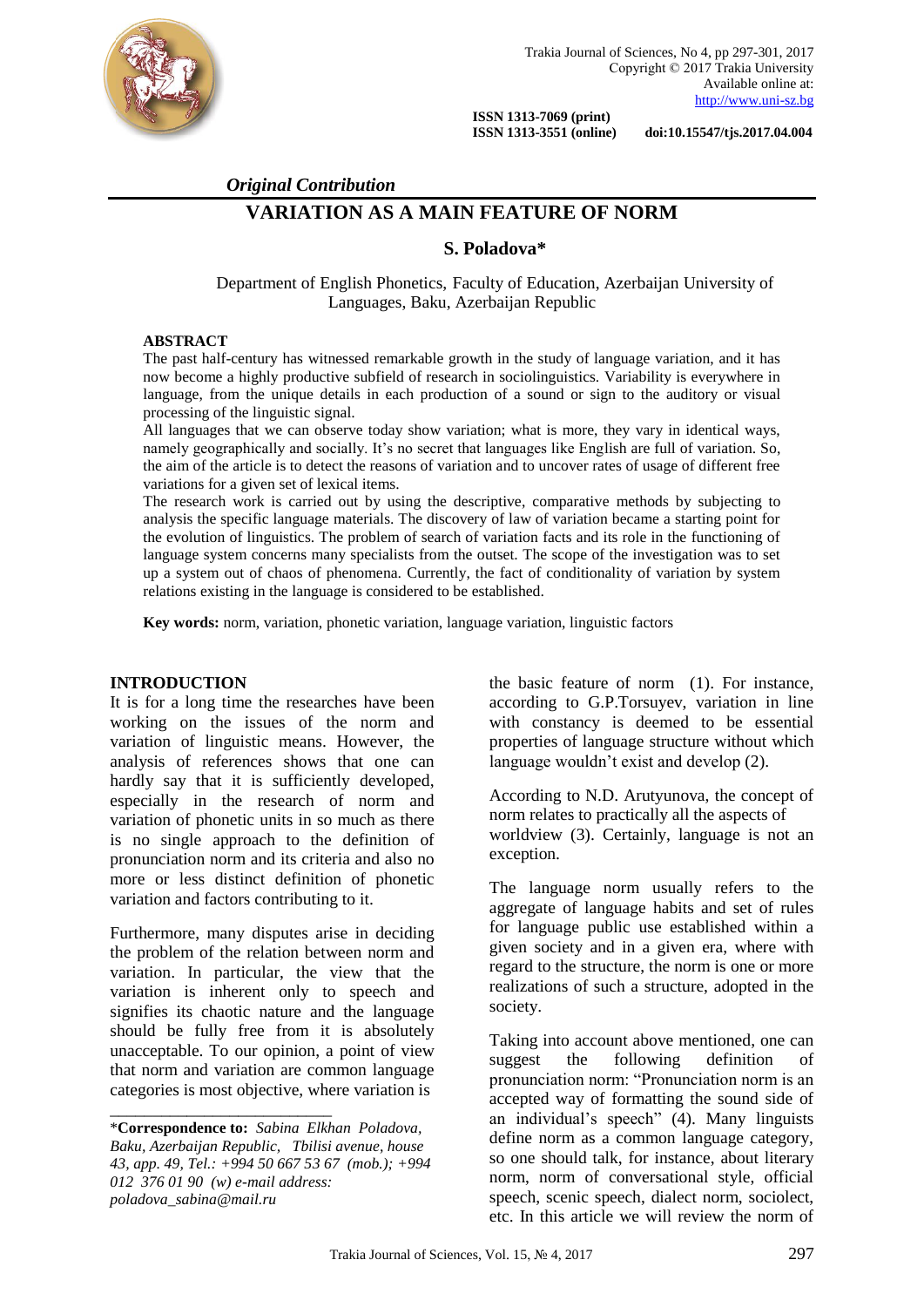*Original Contribution*

# VARIATION AS A MAIN FEATURE OF NORM

**S. Poladova***

Department of English Phonetics, Faculty of Education, Azerbaijan University of Languages, Baku, Azerbaijan Republic

## ABSTRACT

The past half-century has witnessed remarkable growth in the study of language variation, and it has now become a highly productive subfield of research in sociolinguistics. Variability is everywhere in language, from the unique details in each production of a sound or sign to the auditory or visual processing of the linguistic signal.

All languages that we can observe today show variation; what is more, they vary in identical ways, namely geographically and socially. It's no secret that languages like English are full of variation. So, the aim of the article is to detect the reasons of variation and to uncover rates of usage of different free variations for a given set of lexical items.

The research work is carried out by using the descriptive, comparative methods by subjecting to analysis the specific language materials. The discovery of law of variation became a starting point for the evolution of linguistics. The problem of search of variation facts and its role in the functioning of language system concerns many specialists from the outset. The scope of the investigation was to set up a system out of chaos of phenomena. Currently, the fact of conditionality of variation by system relations existing in the language is considered to be established.

**Key words:** norm, variation, phonetic variation, language variation, linguistic factors

## INTRODUCTION

It is for a long time the researches have been working on the issues of the norm and variation of linguistic means. However, the analysis of references shows that one can hardly say that it is sufficiently developed, especially in the research of norm and variation of phonetic units in so much as there is no single approach to the definition of pronunciation norm and its criteria and also no more or less distinct definition of phonetic variation and factors contributing to it.

Furthermore, many disputes arise in deciding the problem of the relation between norm and variation. In particular, the view that the variation is inherent only to speech and signifies its chaotic nature and the language should be fully free from it is absolutely unacceptable. To our opinion, a point of view that norm and variation are common language categories is most objective, where variation is the basic feature of norm (1). For instance, according to G.P.Torsuyev, variation in line with constancy is deemed to be essential properties of language structure without which language wouldn't exist and develop (2).

According to N.D. Arutyunova, the concept of norm relates to practically all the aspects of worldview (3). Certainly, language is not an exception.

The language norm usually refers to the aggregate of language habits and set of rules for language public use established within a given society and in a given era, where with regard to the structure, the norm is one or more realizations of such a structure, adopted in the society.

Taking into account above mentioned, one can suggest the following definition of pronunciation norm: "Pronunciation norm is an accepted way of formatting the sound side of an individual's speech" (4). Many linguists define norm as a common language category, so one should talk, for instance, about literary norm, norm of conversational style, official speech, scenic speech, dialect norm, sociolect, etc. In this article we will review the norm of

---

*__Correspondence to:__ *Sabina Elkhan Poladova, Baku, Azerbaijan Republic, Tbilisi avenue, house 43, app. 49, Tel.: +994 50 667 53 67 (mob.); +994 012 376 01 90 (w) e-mail address: poladova_sabina@mail.ru*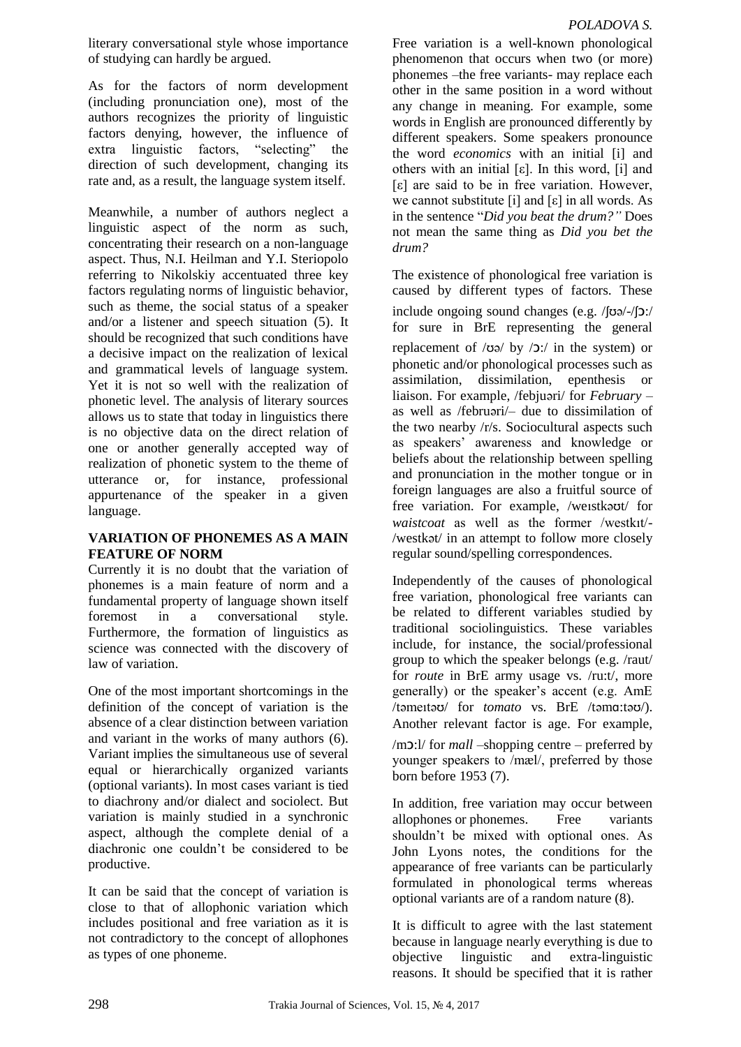literary conversational style whose importance of studying can hardly be argued.

As for the factors of norm development (including pronunciation one), most of the authors recognizes the priority of linguistic factors denying, however, the influence of extra linguistic factors, "selecting" the direction of such development, changing its rate and, as a result, the language system itself.

Meanwhile, a number of authors neglect a linguistic aspect of the norm as such, concentrating their research on a non-language aspect. Thus, N.I. Heilman and Y.I. Steriopolo referring to Nikolskiy accentuated three key factors regulating norms of linguistic behavior, such as theme, the social status of a speaker and/or a listener and speech situation (5). It should be recognized that such conditions have a decisive impact on the realization of lexical and grammatical levels of language system. Yet it is not so well with the realization of phonetic level. The analysis of literary sources allows us to state that today in linguistics there is no objective data on the direct relation of one or another generally accepted way of realization of phonetic system to the theme of utterance or, for instance, professional appurtenance of the speaker in a given language.

## VARIATION OF PHONEMES AS A MAIN FEATURE OF NORM

Currently it is no doubt that the variation of phonemes is a main feature of norm and a fundamental property of language shown itself foremost in a conversational style. Furthermore, the formation of linguistics as science was connected with the discovery of law of variation.

One of the most important shortcomings in the definition of the concept of variation is the absence of a clear distinction between variation and variant in the works of many authors (6). Variant implies the simultaneous use of several equal or hierarchically organized variants (optional variants). In most cases variant is tied to diachrony and/or dialect and sociolect. But variation is mainly studied in a synchronic aspect, although the complete denial of a diachronic one couldn't be considered to be productive.

It can be said that the concept of variation is close to that of allophonic variation which includes positional and free variation as it is not contradictory to the concept of allophones as types of one phoneme.

Free variation is a well-known phonological phenomenon that occurs when two (or more) phonemes –the free variants- may replace each other in the same position in a word without any change in meaning. For example, some words in English are pronounced differently by different speakers. Some speakers pronounce the word *economics* with an initial [i] and others with an initial [ε]. In this word, [i] and [ε] are said to be in free variation. However, we cannot substitute [i] and [ε] in all words. As in the sentence "*Did you beat the drum?"* Does not mean the same thing as *Did you bet the drum?*

The existence of phonological free variation is caused by different types of factors. These include ongoing sound changes (e.g. /ʃʊə/-/ʃɔ:/ for sure in BrE representing the general replacement of /ʊə/ by /ɔ:/ in the system) or phonetic and/or phonological processes such as assimilation, dissimilation, epenthesis or liaison. For example, /febjuəri/ for *February* – as well as /februəri/– due to dissimilation of the two nearby /r/s. Sociocultural aspects such as speakers' awareness and knowledge or beliefs about the relationship between spelling and pronunciation in the mother tongue or in foreign languages are also a fruitful source of free variation. For example, /weɪstkəʊt/ for *waistcoat* as well as the former /westkɪt/- /westkət/ in an attempt to follow more closely regular sound/spelling correspondences.

Independently of the causes of phonological free variation, phonological free variants can be related to different variables studied by traditional sociolinguistics. These variables include, for instance, the social/professional group to which the speaker belongs (e.g. /raut/ for *route* in BrE army usage vs. /ru:t/, more generally) or the speaker's accent (e.g. AmE /təmeɪtəʊ/ for *tomato* vs. BrE /təmɑ:təʊ/). Another relevant factor is age. For example, /mɔ:l/ for *mall* –shopping centre – preferred by younger speakers to /mæl/, preferred by those born before 1953 (7).

In addition, free variation may occur between allophones or phonemes. Free variants shouldn't be mixed with optional ones. As John Lyons notes, the conditions for the appearance of free variants can be particularly formulated in phonological terms whereas optional variants are of a random nature (8).

It is difficult to agree with the last statement because in language nearly everything is due to objective linguistic and extra-linguistic reasons. It should be specified that it is rather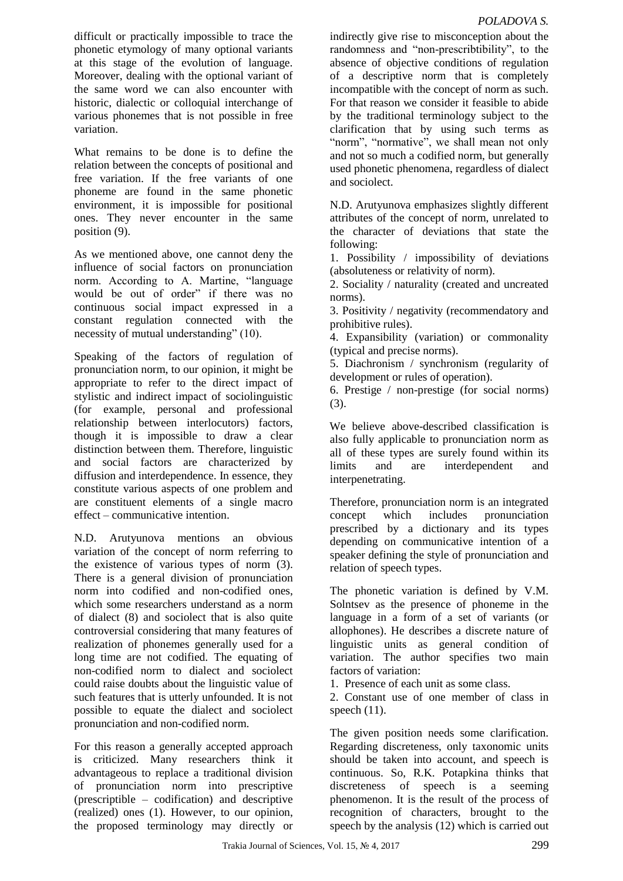difficult or practically impossible to trace the phonetic etymology of many optional variants at this stage of the evolution of language. Moreover, dealing with the optional variant of the same word we can also encounter with historic, dialectic or colloquial interchange of various phonemes that is not possible in free variation.

What remains to be done is to define the relation between the concepts of positional and free variation. If the free variants of one phoneme are found in the same phonetic environment, it is impossible for positional ones. They never encounter in the same position (9).

As we mentioned above, one cannot deny the influence of social factors on pronunciation norm. According to A. Martine, "language would be out of order" if there was no continuous social impact expressed in a constant regulation connected with the necessity of mutual understanding" (10).

Speaking of the factors of regulation of pronunciation norm, to our opinion, it might be appropriate to refer to the direct impact of stylistic and indirect impact of sociolinguistic (for example, personal and professional relationship between interlocutors) factors, though it is impossible to draw a clear distinction between them. Therefore, linguistic and social factors are characterized by diffusion and interdependence. In essence, they constitute various aspects of one problem and are constituent elements of a single macro effect – communicative intention.

N.D. Arutyunova mentions an obvious variation of the concept of norm referring to the existence of various types of norm (3). There is a general division of pronunciation norm into codified and non-codified ones, which some researchers understand as a norm of dialect (8) and sociolect that is also quite controversial considering that many features of realization of phonemes generally used for a long time are not codified. The equating of non-codified norm to dialect and sociolect could raise doubts about the linguistic value of such features that is utterly unfounded. It is not possible to equate the dialect and sociolect pronunciation and non-codified norm.

For this reason a generally accepted approach is criticized. Many researchers think it advantageous to replace a traditional division of pronunciation norm into prescriptive (prescriptible – codification) and descriptive (realized) ones (1). However, to our opinion, the proposed terminology may directly or indirectly give rise to misconception about the randomness and "non-prescribtibility", to the absence of objective conditions of regulation of a descriptive norm that is completely incompatible with the concept of norm as such. For that reason we consider it feasible to abide by the traditional terminology subject to the clarification that by using such terms as "norm", "normative", we shall mean not only and not so much a codified norm, but generally used phonetic phenomena, regardless of dialect and sociolect.

N.D. Arutyunova emphasizes slightly different attributes of the concept of norm, unrelated to the character of deviations that state the following:

1. Possibility / impossibility of deviations (absoluteness or relativity of norm).
2. Sociality / naturality (created and uncreated norms).
3. Positivity / negativity (recommendatory and prohibitive rules).
4. Expansibility (variation) or commonality (typical and precise norms).
5. Diachronism / synchronism (regularity of development or rules of operation).
6. Prestige / non-prestige (for social norms) (3).

We believe above-described classification is also fully applicable to pronunciation norm as all of these types are surely found within its limits and are interdependent and interpenetrating.

Therefore, pronunciation norm is an integrated concept which includes pronunciation prescribed by a dictionary and its types depending on communicative intention of a speaker defining the style of pronunciation and relation of speech types.

The phonetic variation is defined by V.M. Solntsev as the presence of phoneme in the language in a form of a set of variants (or allophones). He describes a discrete nature of linguistic units as general condition of variation. The author specifies two main factors of variation:

1. Presence of each unit as some class.
2. Constant use of one member of class in speech (11).

The given position needs some clarification. Regarding discreteness, only taxonomic units should be taken into account, and speech is continuous. So, R.K. Potapkina thinks that discreteness of speech is a seeming phenomenon. It is the result of the process of recognition of characters, brought to the speech by the analysis (12) which is carried out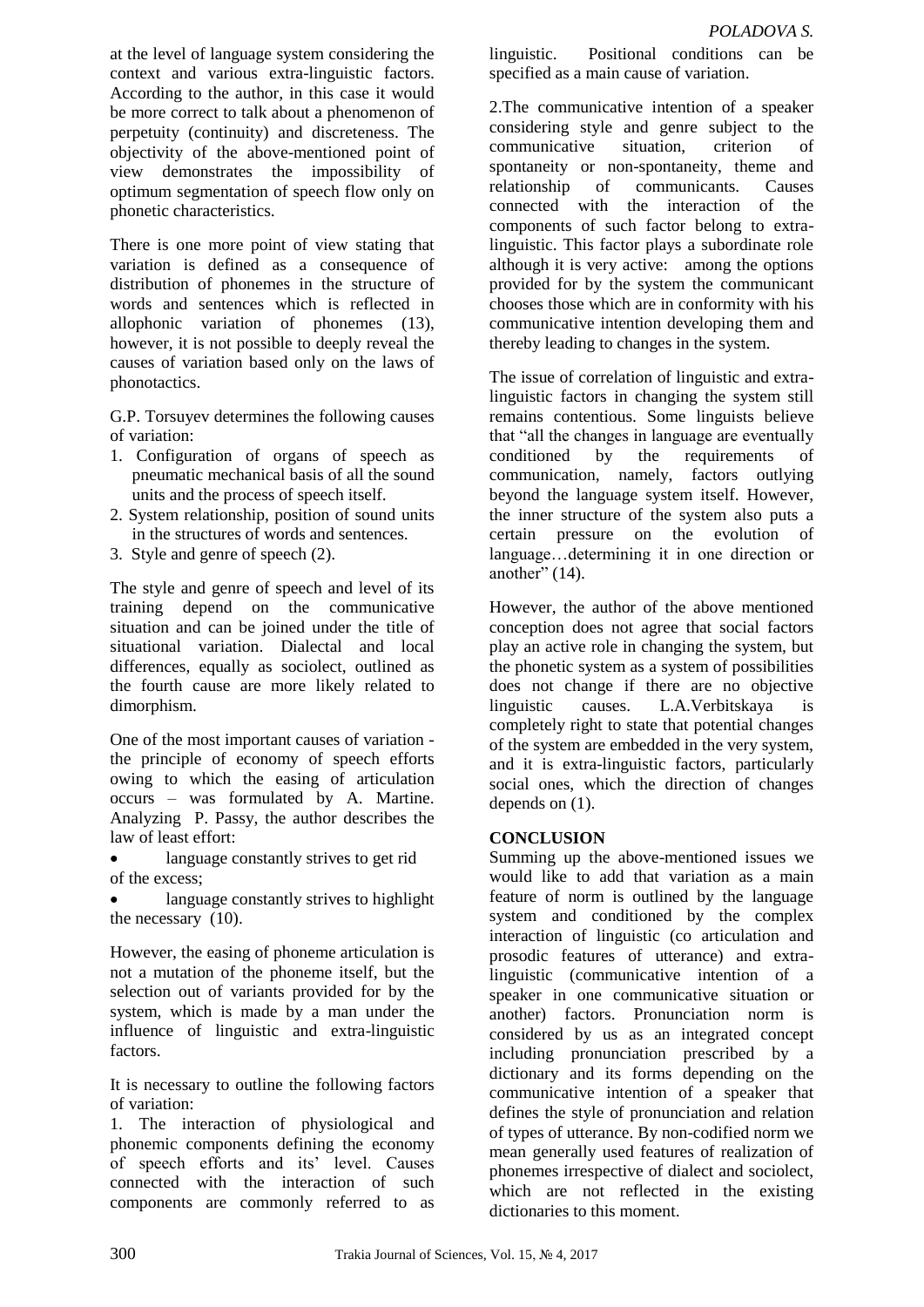at the level of language system considering the context and various extra-linguistic factors. According to the author, in this case it would be more correct to talk about a phenomenon of perpetuity (continuity) and discreteness. The objectivity of the above-mentioned point of view demonstrates the impossibility of optimum segmentation of speech flow only on phonetic characteristics.

There is one more point of view stating that variation is defined as a consequence of distribution of phonemes in the structure of words and sentences which is reflected in allophonic variation of phonemes (13), however, it is not possible to deeply reveal the causes of variation based only on the laws of phonotactics.

G.P. Torsuyev determines the following causes of variation:

1. Configuration of organs of speech as pneumatic mechanical basis of all the sound units and the process of speech itself.
2. System relationship, position of sound units in the structures of words and sentences.
3. Style and genre of speech (2).

The style and genre of speech and level of its training depend on the communicative situation and can be joined under the title of situational variation. Dialectal and local differences, equally as sociolect, outlined as the fourth cause are more likely related to dimorphism.

One of the most important causes of variation - the principle of economy of speech efforts owing to which the easing of articulation occurs – was formulated by A. Martine. Analyzing P. Passy, the author describes the law of least effort:

- language constantly strives to get rid of the excess;
- language constantly strives to highlight the necessary (10).

However, the easing of phoneme articulation is not a mutation of the phoneme itself, but the selection out of variants provided for by the system, which is made by a man under the influence of linguistic and extra-linguistic factors.

It is necessary to outline the following factors of variation:

1. The interaction of physiological and phonemic components defining the economy of speech efforts and its' level. Causes connected with the interaction of such components are commonly referred to as linguistic. Positional conditions can be specified as a main cause of variation.

2. The communicative intention of a speaker considering style and genre subject to the communicative situation, criterion of spontaneity or non-spontaneity, theme and relationship of communicants. Causes connected with the interaction of the components of such factor belong to extra-linguistic. This factor plays a subordinate role although it is very active: among the options provided for by the system the communicant chooses those which are in conformity with his communicative intention developing them and thereby leading to changes in the system.

The issue of correlation of linguistic and extra-linguistic factors in changing the system still remains contentious. Some linguists believe that "all the changes in language are eventually conditioned by the requirements of communication, namely, factors outlying beyond the language system itself. However, the inner structure of the system also puts a certain pressure on the evolution of language…determining it in one direction or another" (14).

However, the author of the above mentioned conception does not agree that social factors play an active role in changing the system, but the phonetic system as a system of possibilities does not change if there are no objective linguistic causes. L.A.Verbitskaya is completely right to state that potential changes of the system are embedded in the very system, and it is extra-linguistic factors, particularly social ones, which the direction of changes depends on (1).

## CONCLUSION

Summing up the above-mentioned issues we would like to add that variation as a main feature of norm is outlined by the language system and conditioned by the complex interaction of linguistic (co articulation and prosodic features of utterance) and extra-linguistic (communicative intention of a speaker in one communicative situation or another) factors. Pronunciation norm is considered by us as an integrated concept including pronunciation prescribed by a dictionary and its forms depending on the communicative intention of a speaker that defines the style of pronunciation and relation of types of utterance. By non-codified norm we mean generally used features of realization of phonemes irrespective of dialect and sociolect, which are not reflected in the existing dictionaries to this moment.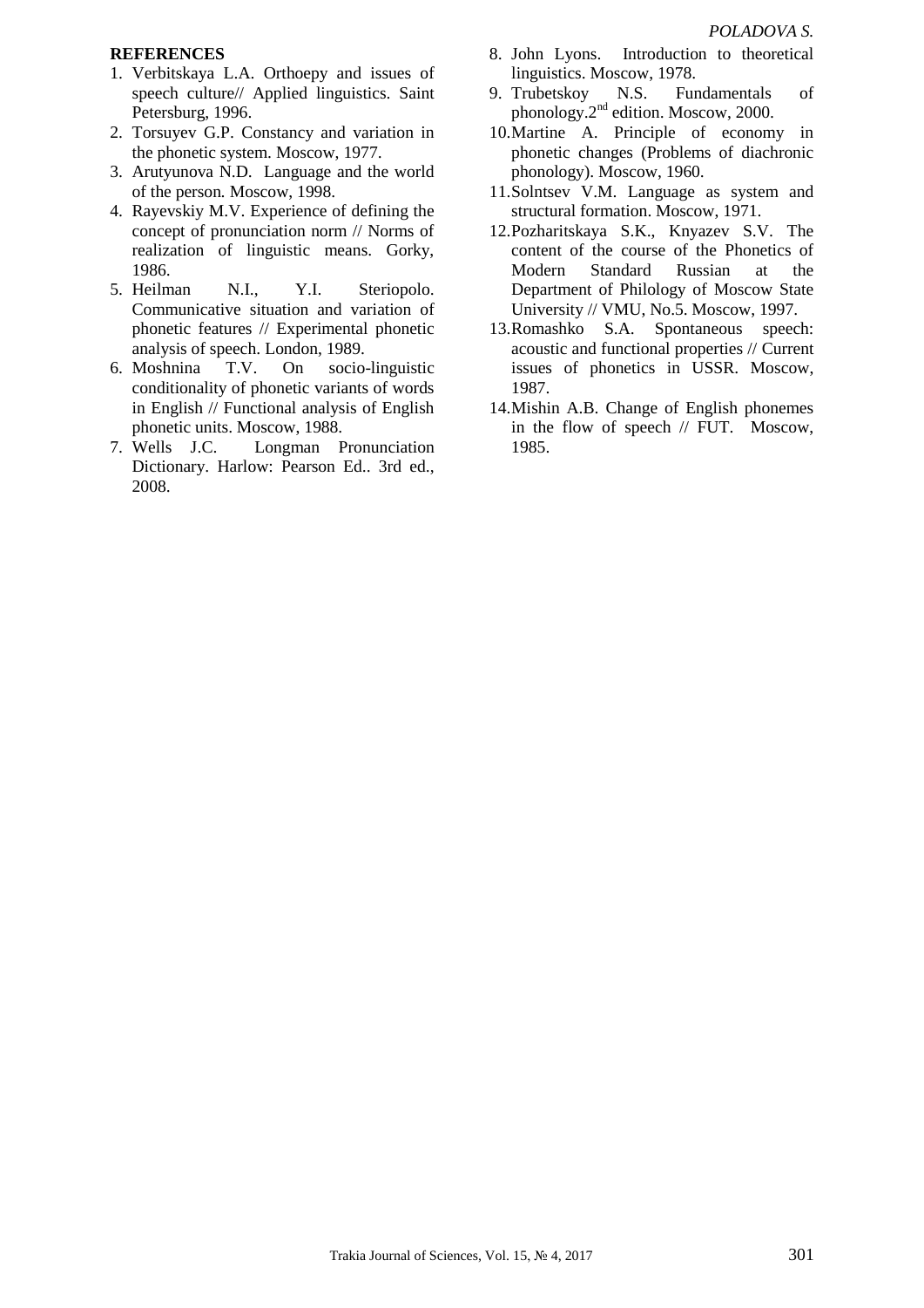**REFERENCES**

1. Verbitskaya L.A. Orthoepy and issues of speech culture// Applied linguistics. Saint Petersburg, 1996.
2. Torsuyev G.P. Constancy and variation in the phonetic system. Moscow, 1977.
3. Arutyunova N.D. Language and the world of the person. Moscow, 1998.
4. Rayevskiy M.V. Experience of defining the concept of pronunciation norm // Norms of realization of linguistic means. Gorky, 1986.
5. Heilman N.I., Y.I. Steriopolo. Communicative situation and variation of phonetic features // Experimental phonetic analysis of speech. London, 1989.
6. Moshnina T.V. On socio-linguistic conditionality of phonetic variants of words in English // Functional analysis of English phonetic units. Moscow, 1988.
7. Wells J.C. Longman Pronunciation Dictionary. Harlow: Pearson Ed.. 3rd ed., 2008.
8. John Lyons. Introduction to theoretical linguistics. Moscow, 1978.
9. Trubetskoy N.S. Fundamentals of phonology.2nd edition. Moscow, 2000.
10. Martine A. Principle of economy in phonetic changes (Problems of diachronic phonology). Moscow, 1960.
11. Solntsev V.M. Language as system and structural formation. Moscow, 1971.
12. Pozharitskaya S.K., Knyazev S.V. The content of the course of the Phonetics of Modern Standard Russian at the Department of Philology of Moscow State University // VMU, No.5. Moscow, 1997.
13. Romashko S.A. Spontaneous speech: acoustic and functional properties // Current issues of phonetics in USSR. Moscow, 1987.
14. Mishin A.B. Change of English phonemes in the flow of speech // FUT. Moscow, 1985.